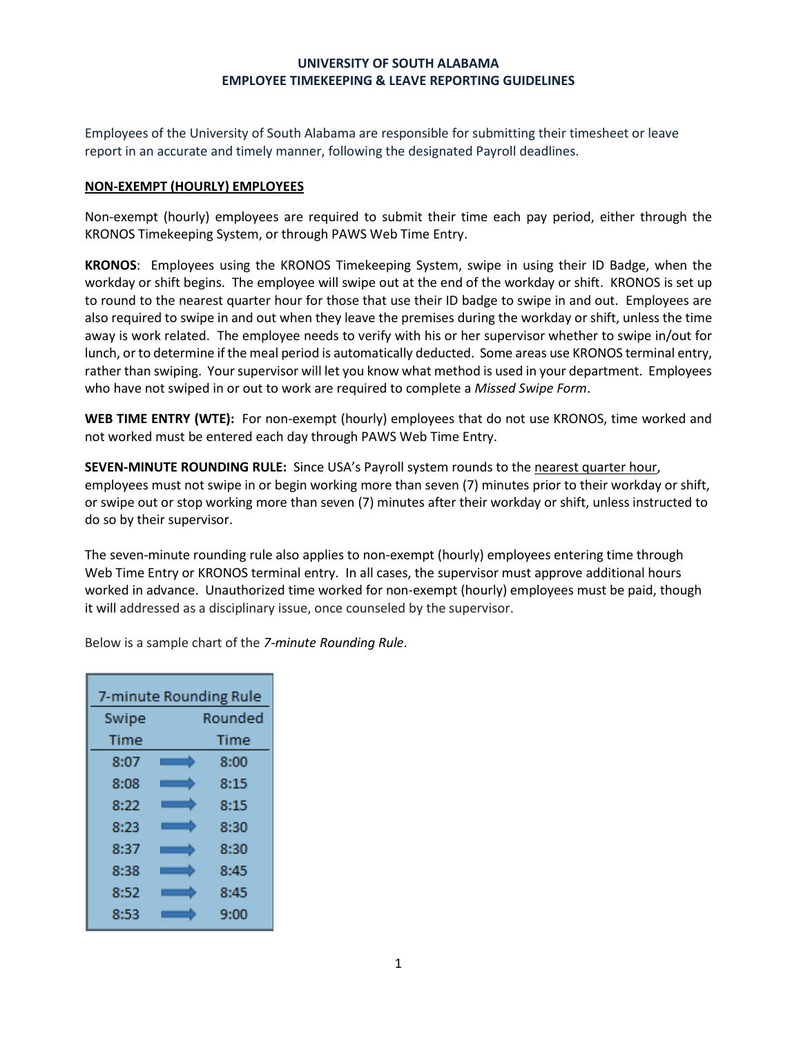# UNIVERSITY OF SOUTH ALABAMA
## EMPLOYEE TIMEKEEPING & LEAVE REPORTING GUIDELINES

Employees of the University of South Alabama are responsible for submitting their timesheet or leave report in an accurate and timely manner, following the designated Payroll deadlines.

### NON-EXEMPT (HOURLY) EMPLOYEES

Non-exempt (hourly) employees are required to submit their time each pay period, either through the KRONOS Timekeeping System, or through PAWS Web Time Entry.

**KRONOS**: Employees using the KRONOS Timekeeping System, swipe in using their ID Badge, when the workday or shift begins. The employee will swipe out at the end of the workday or shift. KRONOS is set up to round to the nearest quarter hour for those that use their ID badge to swipe in and out. Employees are also required to swipe in and out when they leave the premises during the workday or shift, unless the time away is work related. The employee needs to verify with his or her supervisor whether to swipe in/out for lunch, or to determine if the meal period is automatically deducted. Some areas use KRONOS terminal entry, rather than swiping. Your supervisor will let you know what method is used in your department. Employees who have not swiped in or out to work are required to complete a *Missed Swipe Form*.

**WEB TIME ENTRY (WTE):** For non-exempt (hourly) employees that do not use KRONOS, time worked and not worked must be entered each day through PAWS Web Time Entry.

**SEVEN-MINUTE ROUNDING RULE:** Since USA's Payroll system rounds to the nearest quarter hour, employees must not swipe in or begin working more than seven (7) minutes prior to their workday or shift, or swipe out or stop working more than seven (7) minutes after their workday or shift, unless instructed to do so by their supervisor.

The seven-minute rounding rule also applies to non-exempt (hourly) employees entering time through Web Time Entry or KRONOS terminal entry. In all cases, the supervisor must approve additional hours worked in advance. Unauthorized time worked for non-exempt (hourly) employees must be paid, though it will addressed as a disciplinary issue, once counseled by the supervisor.

Below is a sample chart of the *7-minute Rounding Rule*.

| 7-minute Rounding Rule | | |
|---|---|---|
| Swipe Time | | Rounded Time |
| 8:07 | ➡ | 8:00 |
| 8:08 | ➡ | 8:15 |
| 8:22 | ➡ | 8:15 |
| 8:23 | ➡ | 8:30 |
| 8:37 | ➡ | 8:30 |
| 8:38 | ➡ | 8:45 |
| 8:52 | ➡ | 8:45 |
| 8:53 | ➡ | 9:00 |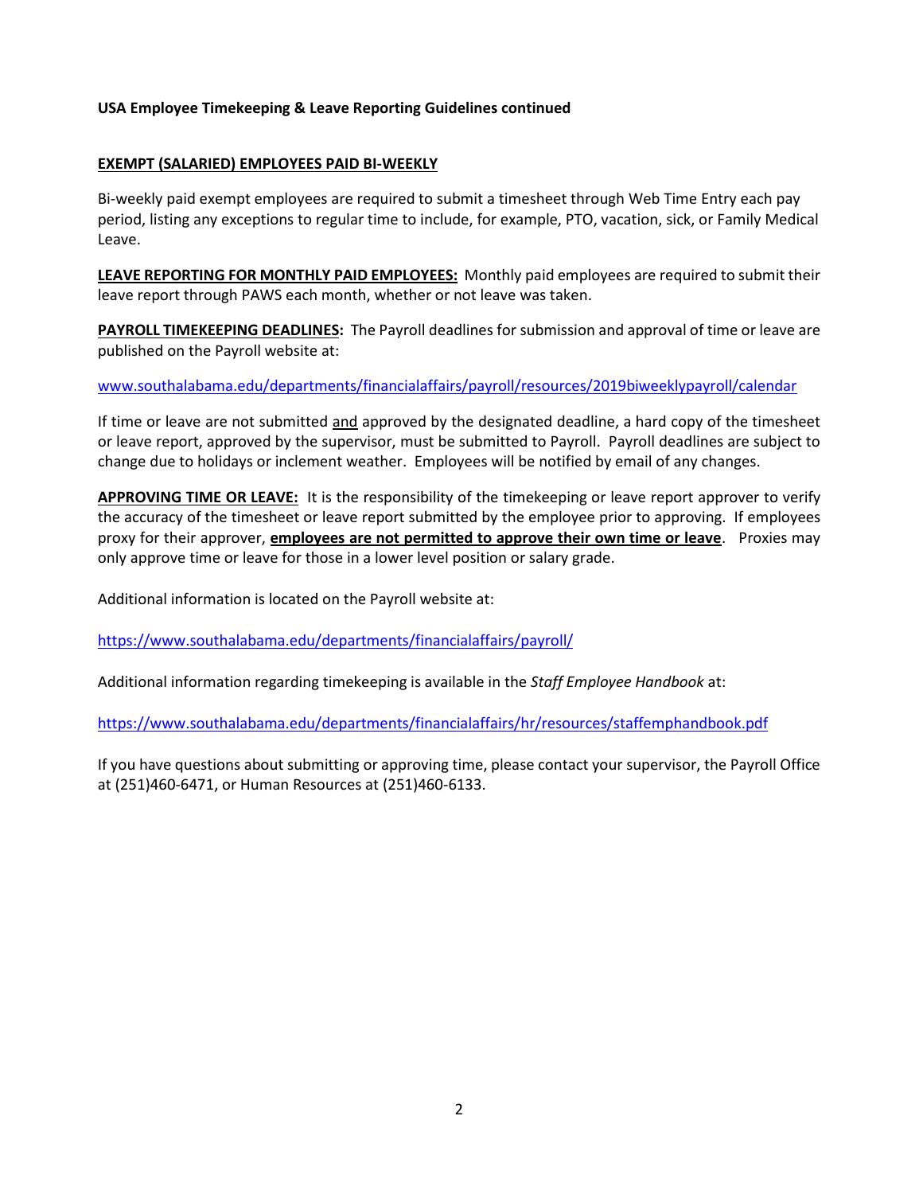**USA Employee Timekeeping & Leave Reporting Guidelines continued**

## EXEMPT (SALARIED) EMPLOYEES PAID BI-WEEKLY

Bi-weekly paid exempt employees are required to submit a timesheet through Web Time Entry each pay period, listing any exceptions to regular time to include, for example, PTO, vacation, sick, or Family Medical Leave.

**LEAVE REPORTING FOR MONTHLY PAID EMPLOYEES:** Monthly paid employees are required to submit their leave report through PAWS each month, whether or not leave was taken.

**PAYROLL TIMEKEEPING DEADLINES:** The Payroll deadlines for submission and approval of time or leave are published on the Payroll website at:

www.southalabama.edu/departments/financialaffairs/payroll/resources/2019biweeklypayroll/calendar

If time or leave are not submitted and approved by the designated deadline, a hard copy of the timesheet or leave report, approved by the supervisor, must be submitted to Payroll. Payroll deadlines are subject to change due to holidays or inclement weather. Employees will be notified by email of any changes.

**APPROVING TIME OR LEAVE:** It is the responsibility of the timekeeping or leave report approver to verify the accuracy of the timesheet or leave report submitted by the employee prior to approving. If employees proxy for their approver, **employees are not permitted to approve their own time or leave**. Proxies may only approve time or leave for those in a lower level position or salary grade.

Additional information is located on the Payroll website at:

https://www.southalabama.edu/departments/financialaffairs/payroll/

Additional information regarding timekeeping is available in the *Staff Employee Handbook* at:

https://www.southalabama.edu/departments/financialaffairs/hr/resources/staffemphandbook.pdf

If you have questions about submitting or approving time, please contact your supervisor, the Payroll Office at (251)460-6471, or Human Resources at (251)460-6133.